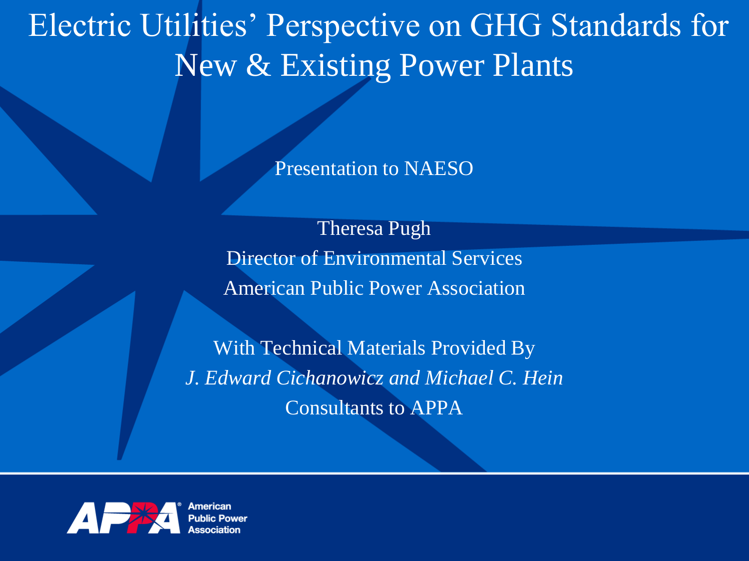# Electric Utilities' Perspective on GHG Standards for New & Existing Power Plants

Presentation to NAESO

Theresa Pugh

Director of Environmental Services

American Public Power Association

With Technical Materials Provided By

*J. Edward Cichanowicz and Michael C. Hein*

Consultants to APPA

APPA American Public Power Association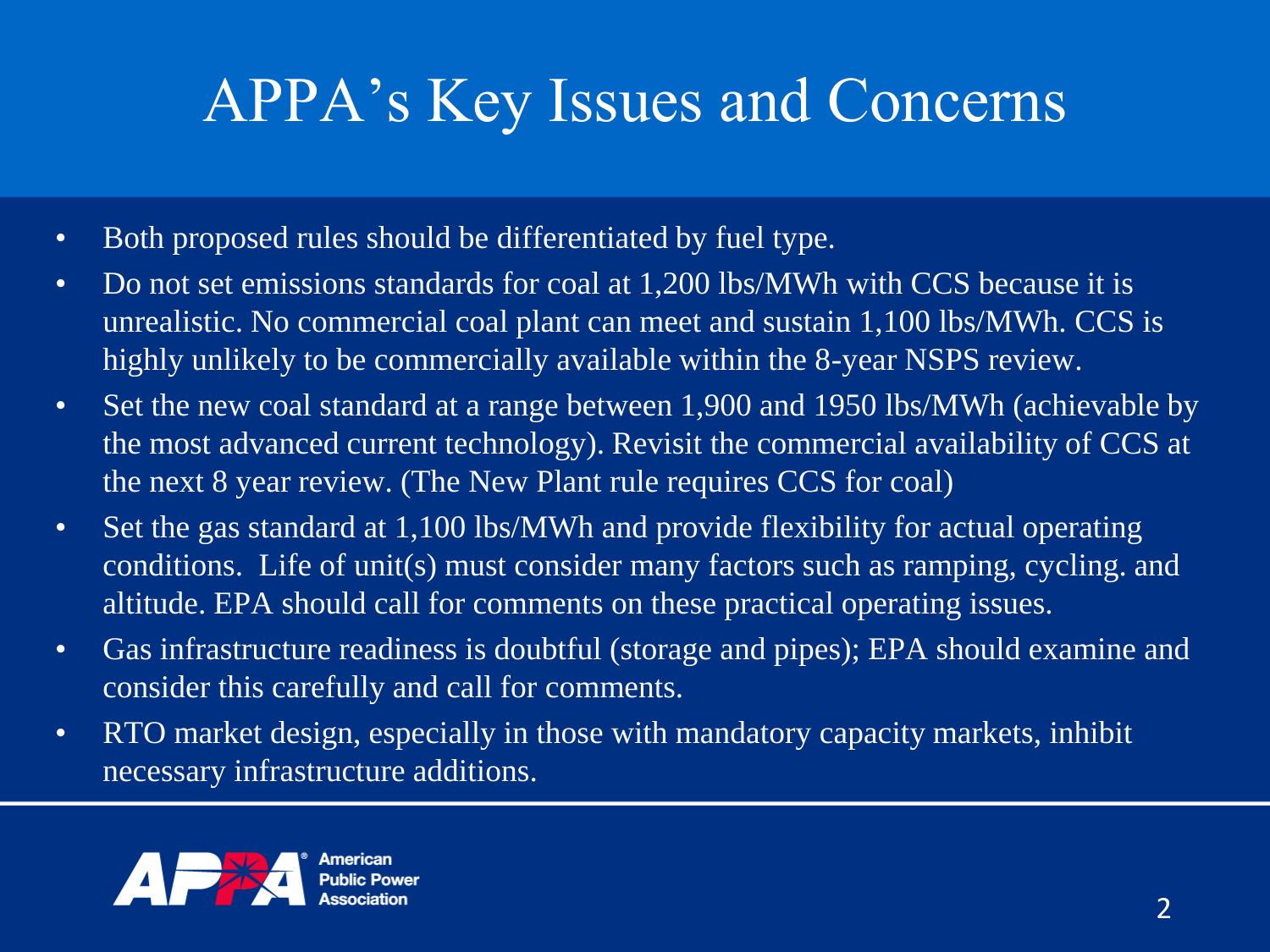# APPA's Key Issues and Concerns

- Both proposed rules should be differentiated by fuel type.
- Do not set emissions standards for coal at 1,200 lbs/MWh with CCS because it is unrealistic. No commercial coal plant can meet and sustain 1,100 lbs/MWh. CCS is highly unlikely to be commercially available within the 8-year NSPS review.
- Set the new coal standard at a range between 1,900 and 1950 lbs/MWh (achievable by the most advanced current technology). Revisit the commercial availability of CCS at the next 8 year review. (The New Plant rule requires CCS for coal)
- Set the gas standard at 1,100 lbs/MWh and provide flexibility for actual operating conditions. Life of unit(s) must consider many factors such as ramping, cycling. and altitude. EPA should call for comments on these practical operating issues.
- Gas infrastructure readiness is doubtful (storage and pipes); EPA should examine and consider this carefully and call for comments.
- RTO market design, especially in those with mandatory capacity markets, inhibit necessary infrastructure additions.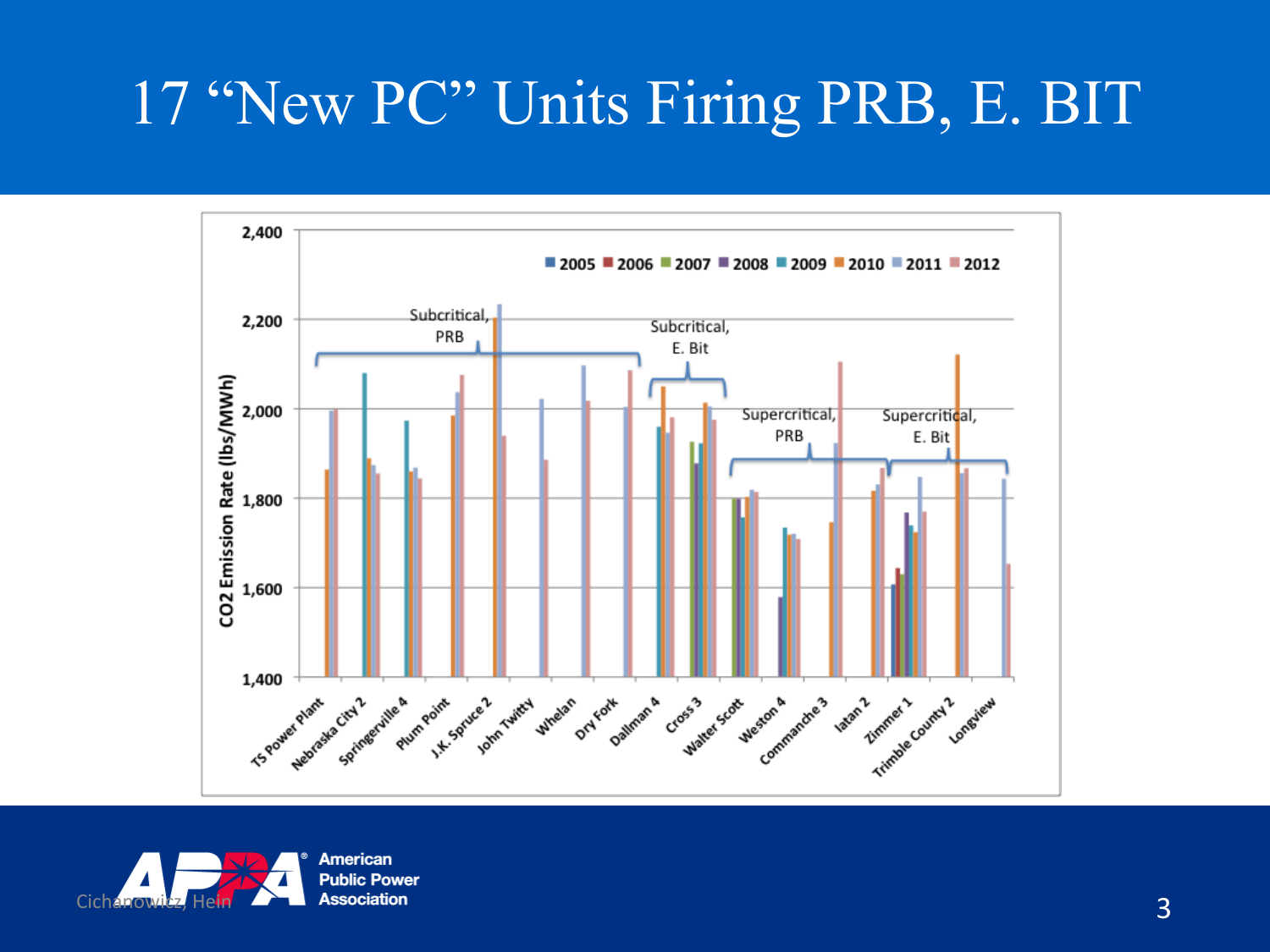# 17 "New PC" Units Firing PRB, E. BIT

CO2 Emission Rate (lbs/MWh)

2005 | 2006 | 2007 | 2008 | 2009 | 2010 | 2011 | 2012

Subcritical, PRB: TS Power Plant, Nebraska City 2, Springerville 4, Plum Point, J.K. Spruce 2, John Twitty, Whelan, Dry Fork

Subcritical, E. Bit: Dallman 4, Cross 3

Supercritical, PRB: Walter Scott, Weston 4, Commanche 3, Iatan 2

Supercritical, E. Bit: Zimmer 1, Trimble County 2, Longview

Cichanowicz, Hein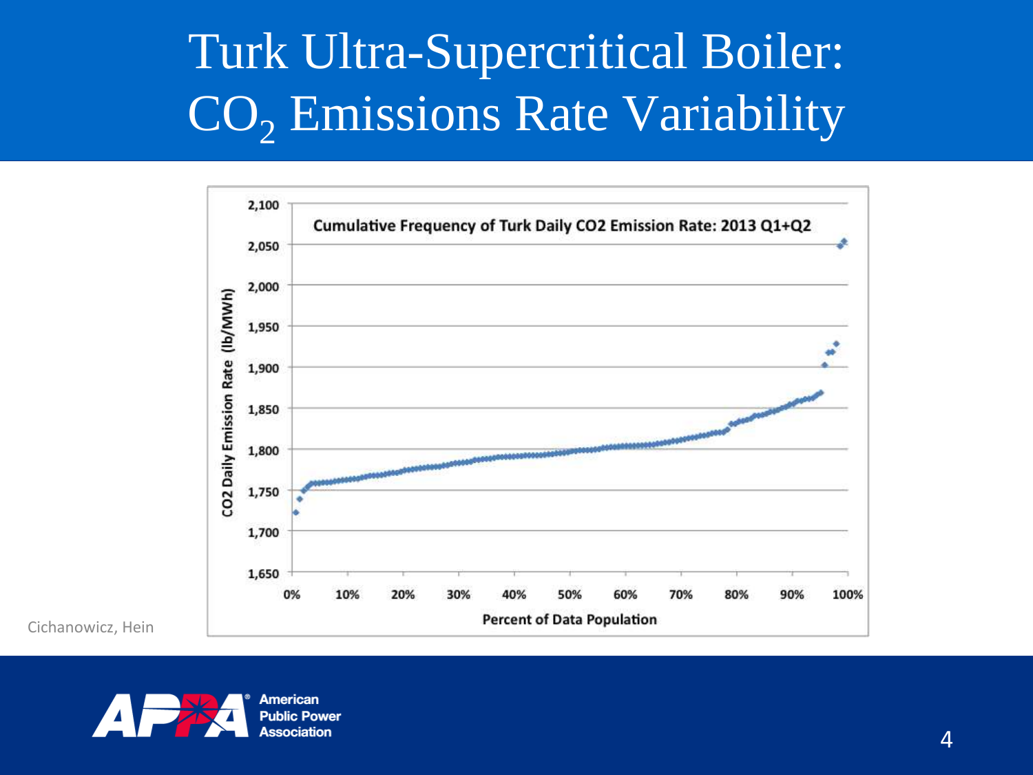# Turk Ultra-Supercritical Boiler: $CO_2$ Emissions Rate Variability

**Cumulative Frequency of Turk Daily CO2 Emission Rate: 2013 Q1+Q2**

CO2 Daily Emission Rate (lb/MWh)

2,100
2,050
2,000
1,950
1,900
1,850
1,800
1,750
1,700
1,650

0% 10% 20% 30% 40% 50% 60% 70% 80% 90% 100%

**Percent of Data Population**

Cichanowicz, Hein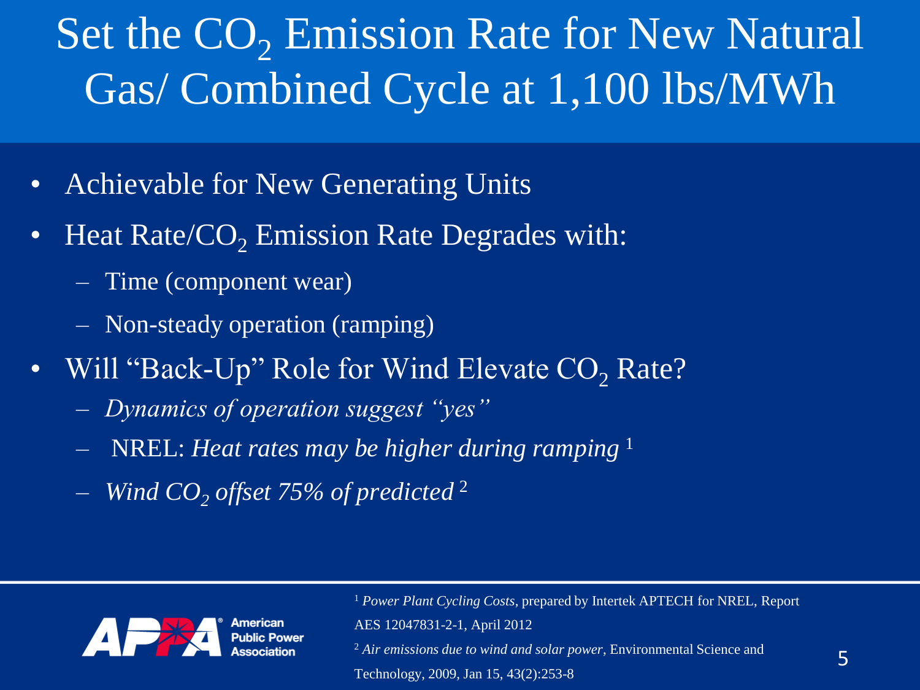# Set the $CO_2$ Emission Rate for New Natural Gas/ Combined Cycle at 1,100 lbs/MWh

- Achievable for New Generating Units
- Heat Rate/$CO_2$ Emission Rate Degrades with:
  - Time (component wear)
  - Non-steady operation (ramping)
- Will "Back-Up" Role for Wind Elevate $CO_2$ Rate?
  - *Dynamics of operation suggest "yes"*
  - NREL: *Heat rates may be higher during ramping* [1]
  - *Wind $CO_2$ offset 75% of predicted* [2]

[1] *Power Plant Cycling Costs*, prepared by Intertek APTECH for NREL, Report AES 12047831-2-1, April 2012

[2] *Air emissions due to wind and solar power*, Environmental Science and Technology, 2009, Jan 15, 43(2):253-8

American Public Power Association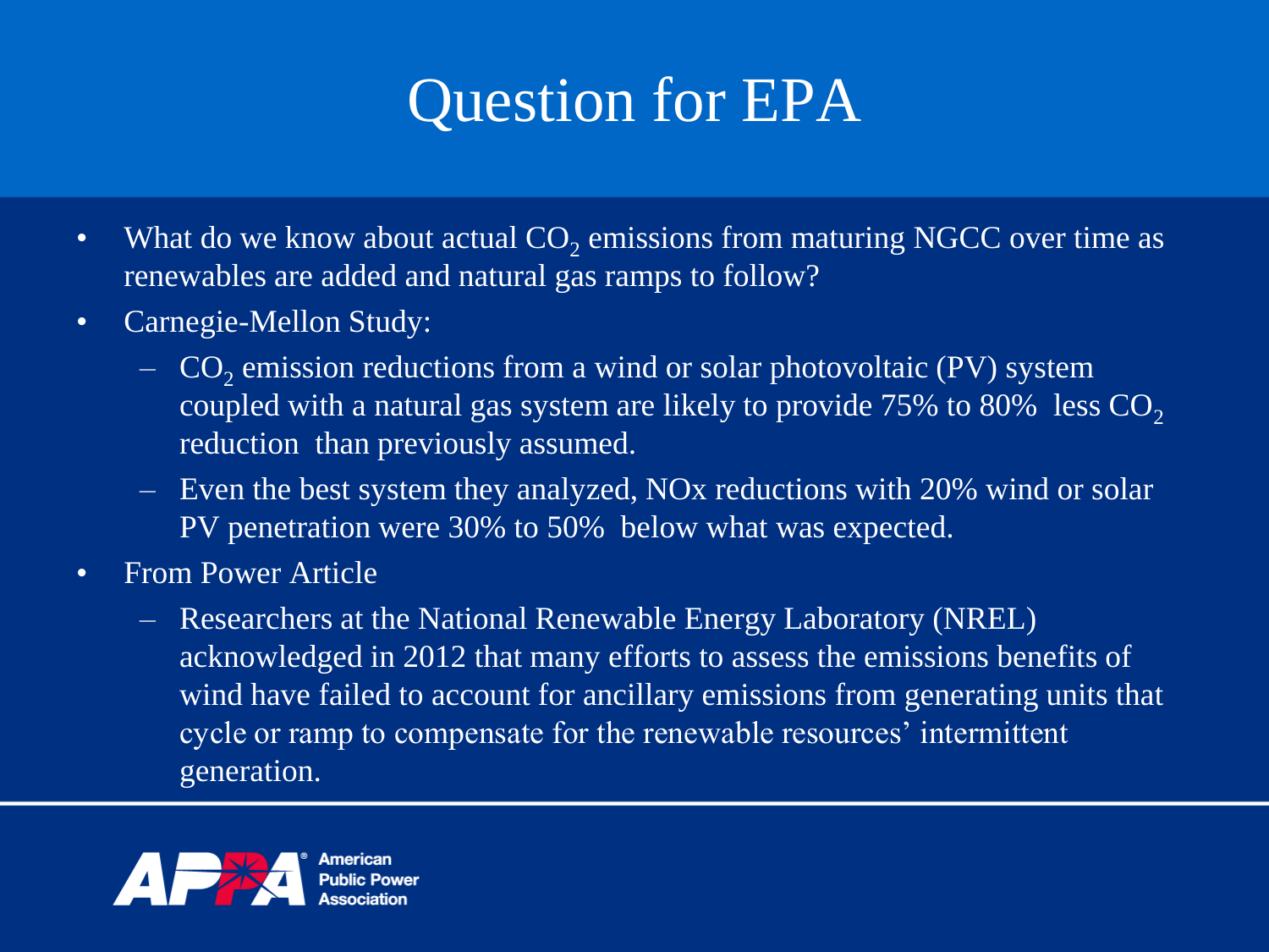# Question for EPA

- What do we know about actual $CO_2$ emissions from maturing NGCC over time as renewables are added and natural gas ramps to follow?
- Carnegie-Mellon Study:
  - $CO_2$ emission reductions from a wind or solar photovoltaic (PV) system coupled with a natural gas system are likely to provide 75% to 80% less $CO_2$ reduction than previously assumed.
  - Even the best system they analyzed, NOx reductions with 20% wind or solar PV penetration were 30% to 50% below what was expected.
- From Power Article
  - Researchers at the National Renewable Energy Laboratory (NREL) acknowledged in 2012 that many efforts to assess the emissions benefits of wind have failed to account for ancillary emissions from generating units that cycle or ramp to compensate for the renewable resources' intermittent generation.

American Public Power Association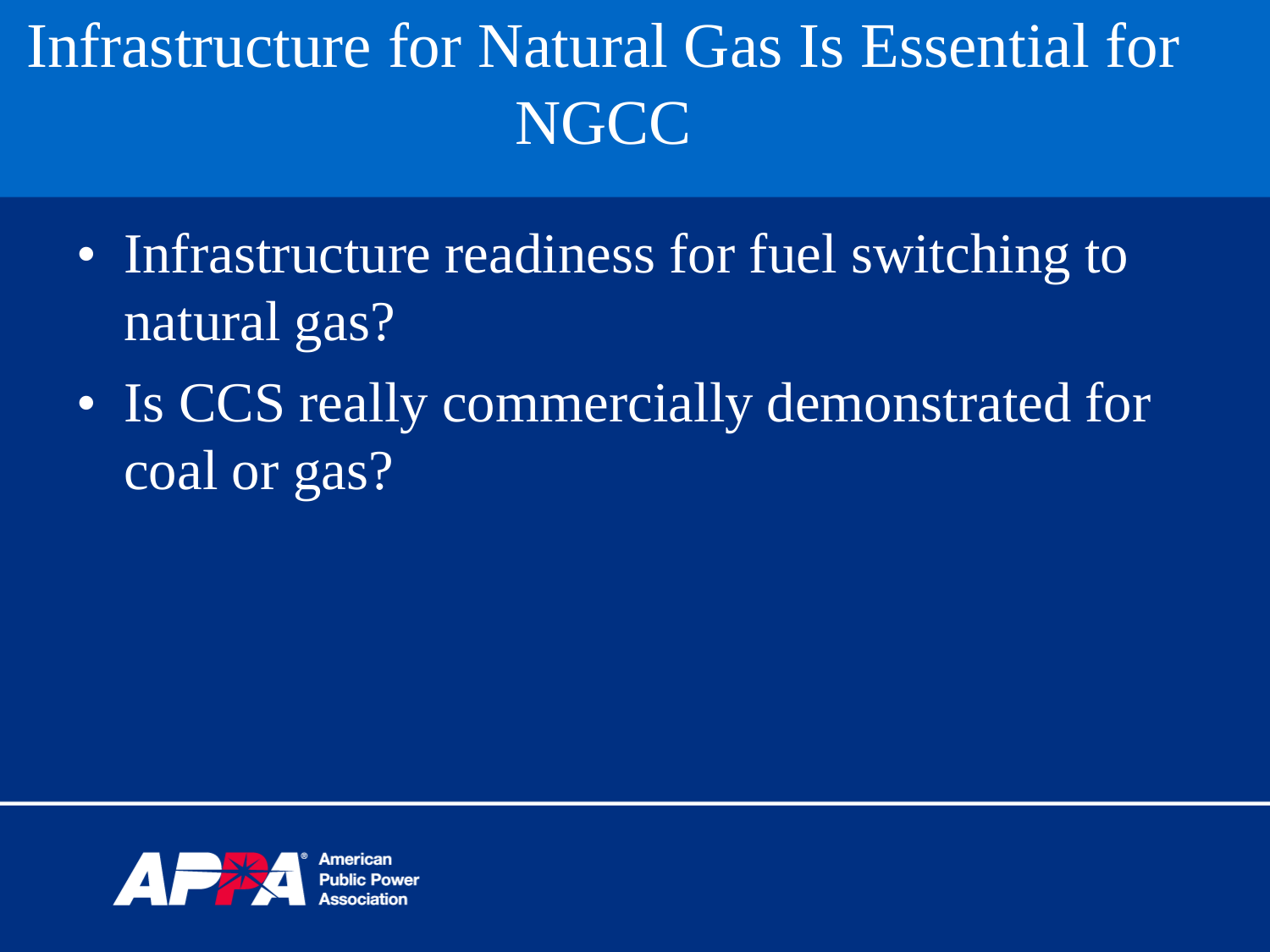# Infrastructure for Natural Gas Is Essential for NGCC

- Infrastructure readiness for fuel switching to natural gas?
- Is CCS really commercially demonstrated for coal or gas?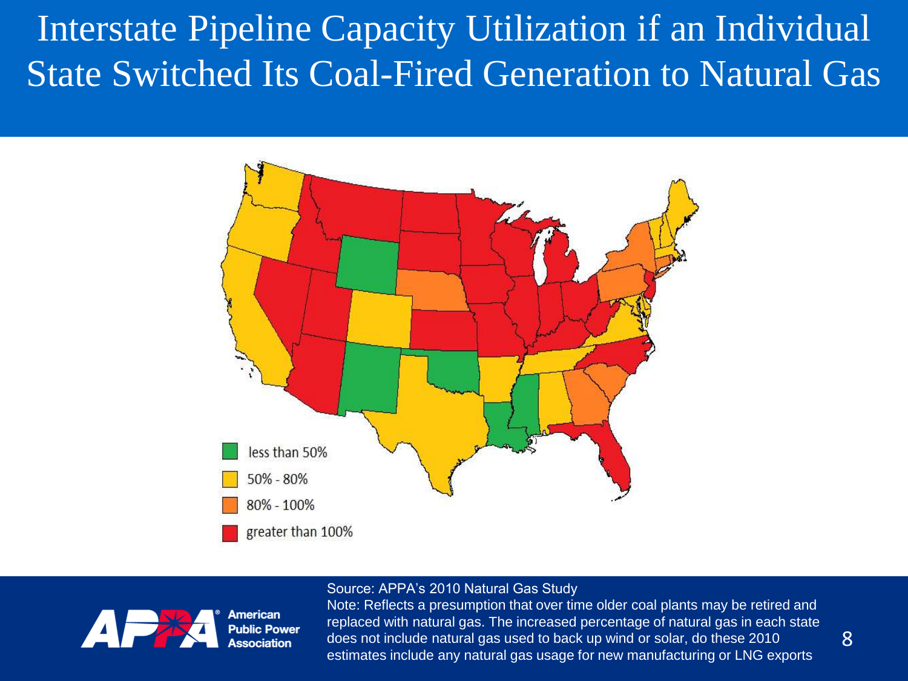# Interstate Pipeline Capacity Utilization if an Individual State Switched Its Coal-Fired Generation to Natural Gas

- less than 50%
- 50% - 80%
- 80% - 100%
- greater than 100%

Source: APPA's 2010 Natural Gas Study

Note: Reflects a presumption that over time older coal plants may be retired and replaced with natural gas. The increased percentage of natural gas in each state does not include natural gas used to back up wind or solar, do these 2010 estimates include any natural gas usage for new manufacturing or LNG exports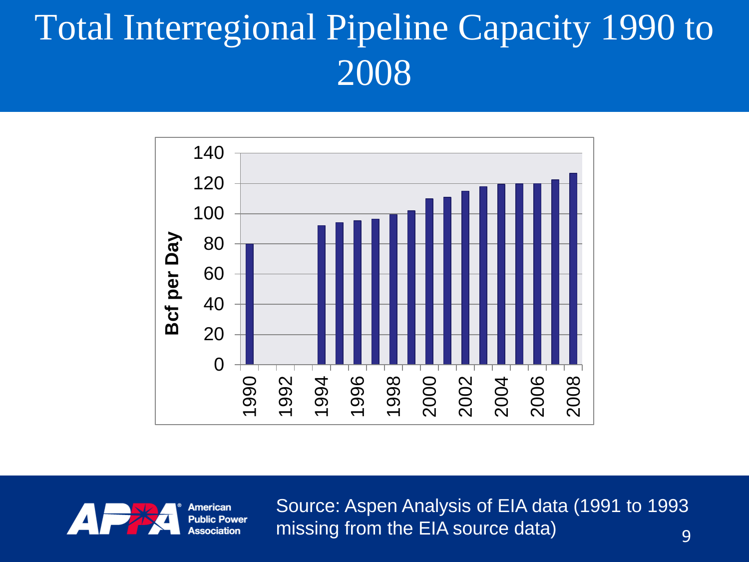# Total Interregional Pipeline Capacity 1990 to 2008

Source: Aspen Analysis of EIA data (1991 to 1993 missing from the EIA source data)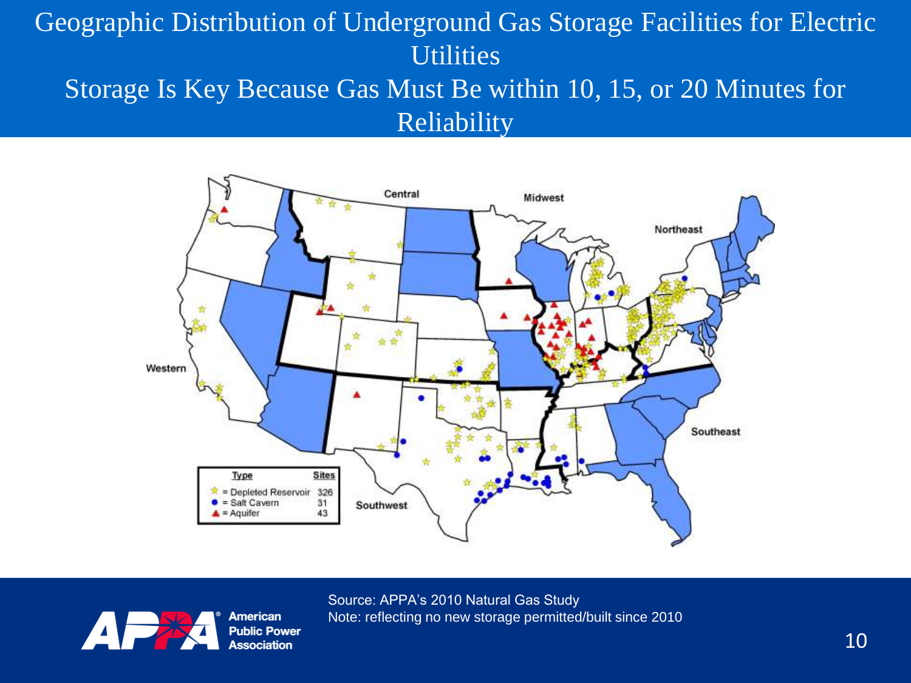# Geographic Distribution of Underground Gas Storage Facilities for Electric Utilities

## Storage Is Key Because Gas Must Be within 10, 15, or 20 Minutes for Reliability

| Type | Sites |
| --- | --- |
| = Depleted Reservoir | 326 |
| = Salt Cavern | 31 |
| = Aquifer | 43 |

Source: APPA's 2010 Natural Gas Study
Note: reflecting no new storage permitted/built since 2010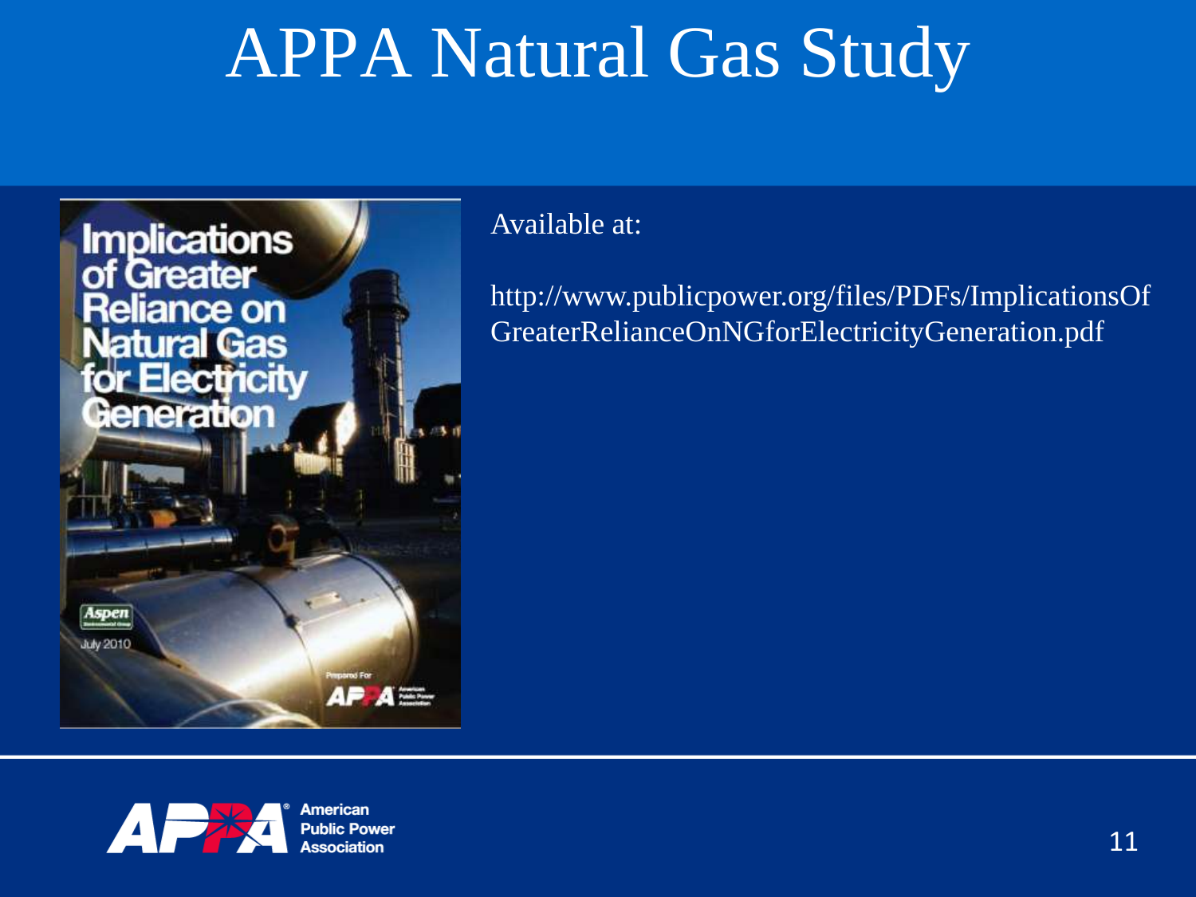# APPA Natural Gas Study

Implications of Greater Reliance on Natural Gas for Electricity Generation

Aspen Environmental Group

July 2010

Prepared For APPA American Public Power Association

Available at:

http://www.publicpower.org/files/PDFs/ImplicationsOfGreaterRelianceOnNGforElectricityGeneration.pdf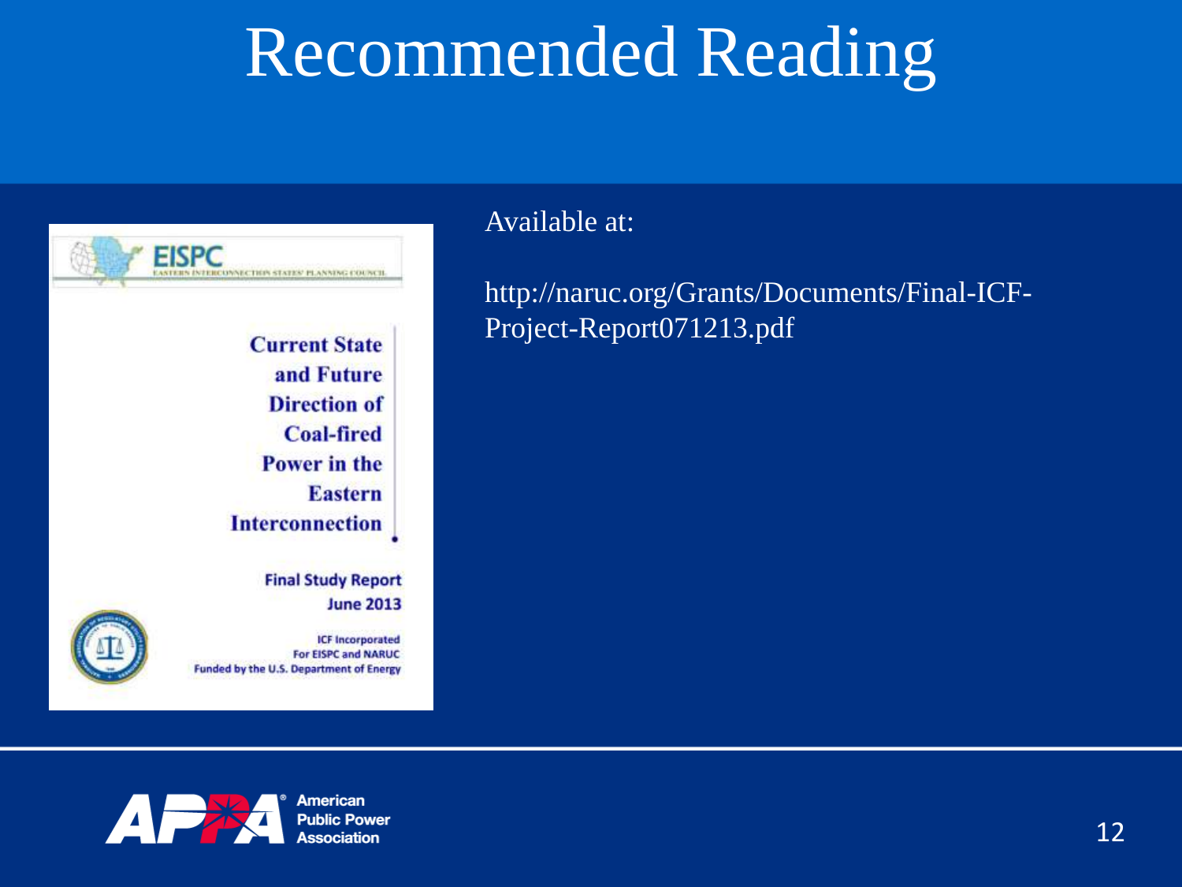# Recommended Reading

**EISPC**
EASTERN INTERCONNECTION STATES' PLANNING COUNCIL

**Current State and Future Direction of Coal-fired Power in the Eastern Interconnection**

**Final Study Report**
**June 2013**

ICF Incorporated
For EISPC and NARUC
Funded by the U.S. Department of Energy

Available at:

http://naruc.org/Grants/Documents/Final-ICF-Project-Report071213.pdf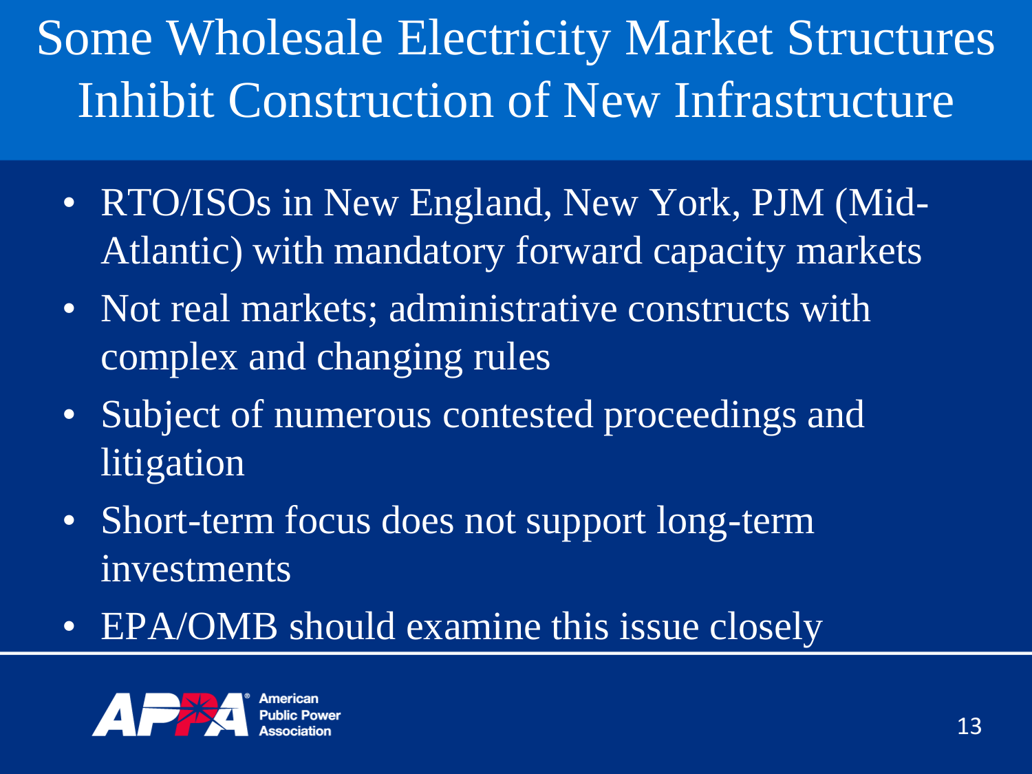# Some Wholesale Electricity Market Structures Inhibit Construction of New Infrastructure

- RTO/ISOs in New England, New York, PJM (Mid-Atlantic) with mandatory forward capacity markets
- Not real markets; administrative constructs with complex and changing rules
- Subject of numerous contested proceedings and litigation
- Short-term focus does not support long-term investments
- EPA/OMB should examine this issue closely

APPA American Public Power Association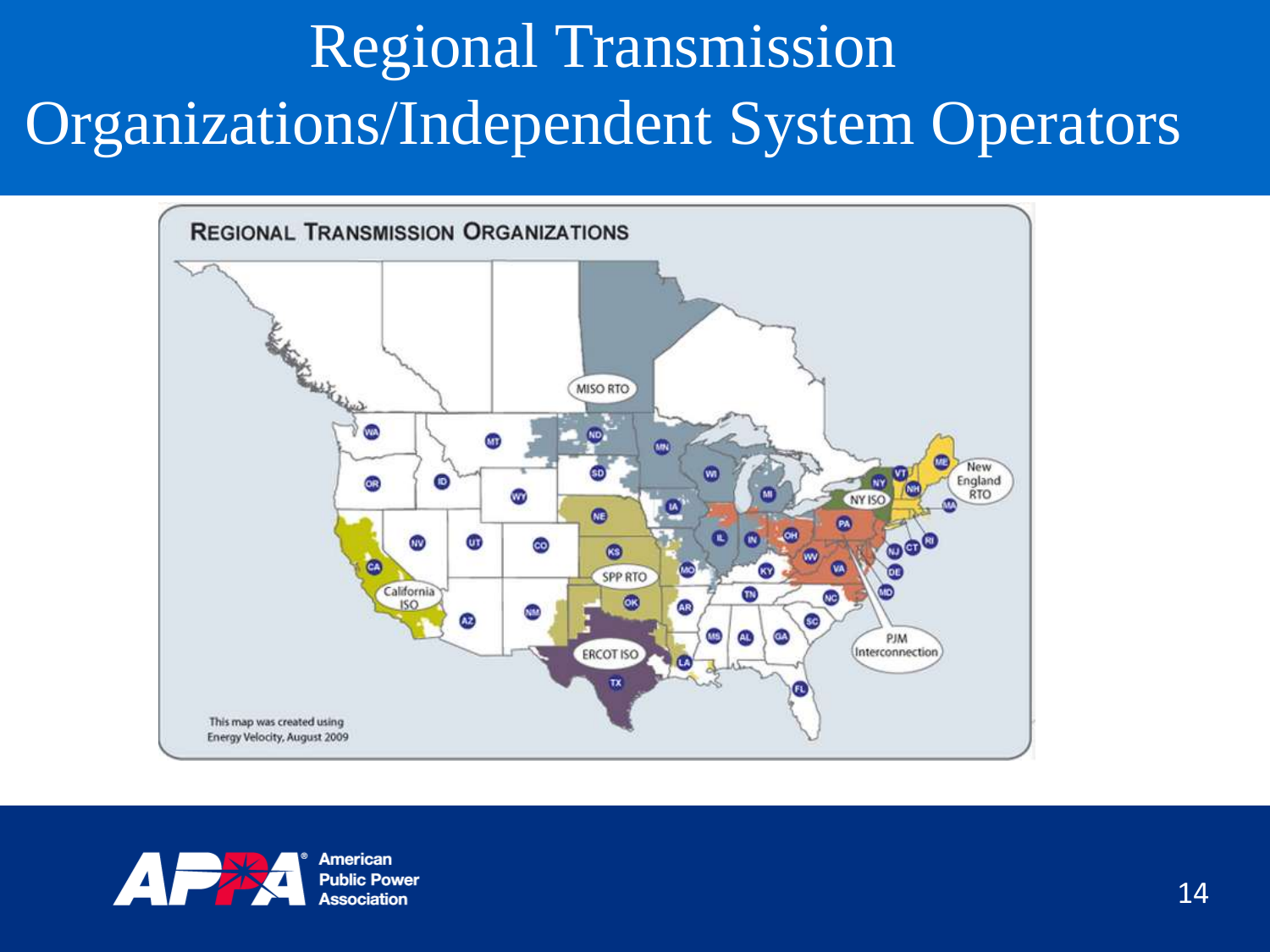# Regional Transmission Organizations/Independent System Operators

REGIONAL TRANSMISSION ORGANIZATIONS

MISO RTO

New England RTO

NY ISO

SPP RTO

California ISO

ERCOT ISO

PJM Interconnection

This map was created using Energy Velocity, August 2009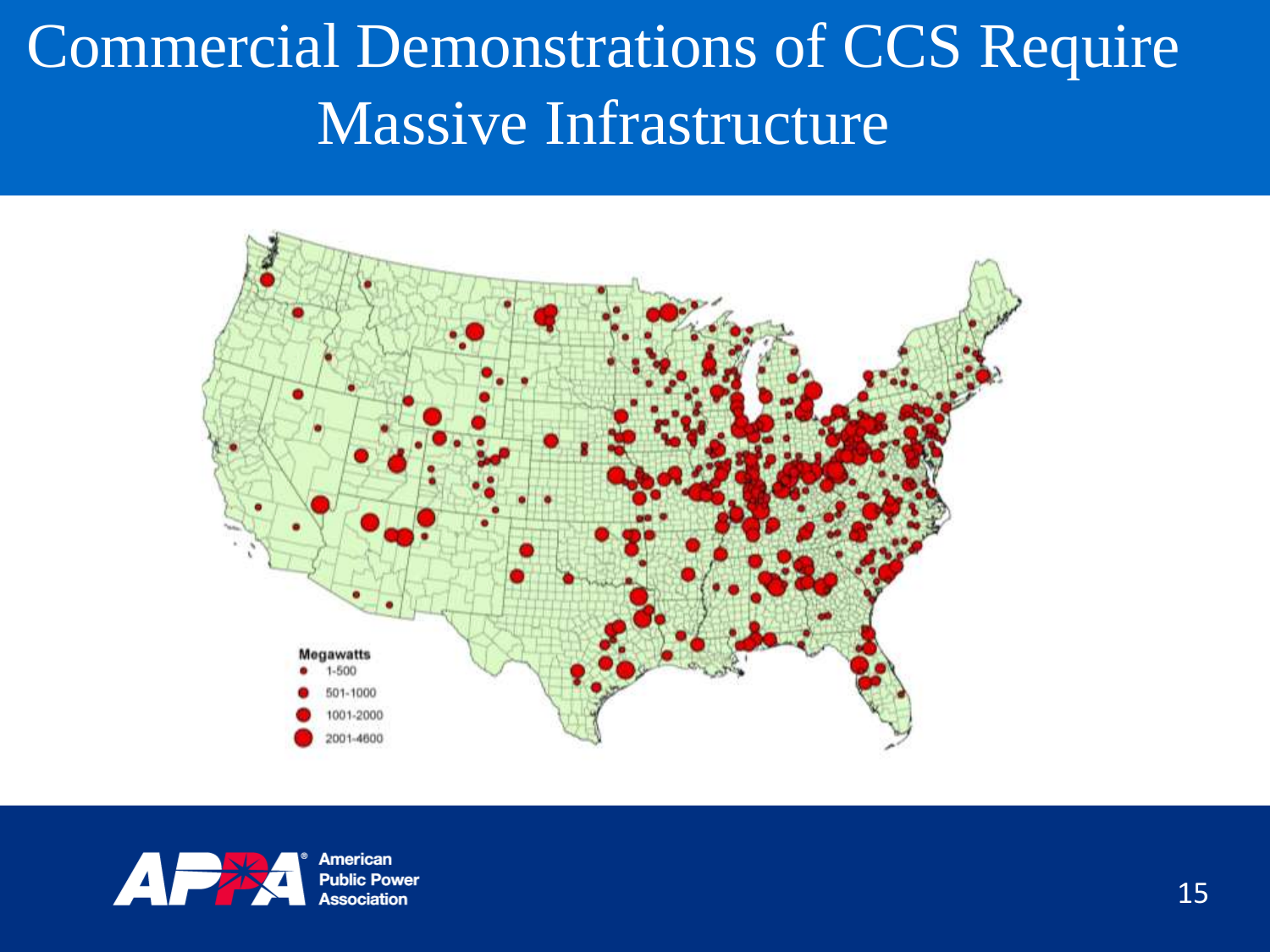# Commercial Demonstrations of CCS Require Massive Infrastructure

Megawatts
- 1-500
- 501-1000
- 1001-2000
- 2001-4600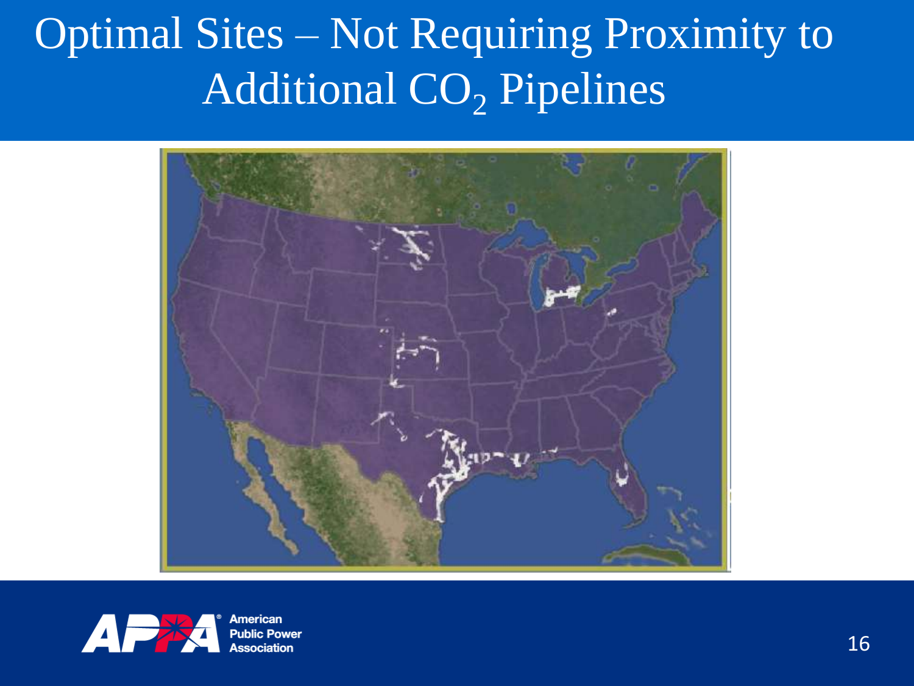# Optimal Sites – Not Requiring Proximity to Additional $CO_2$ Pipelines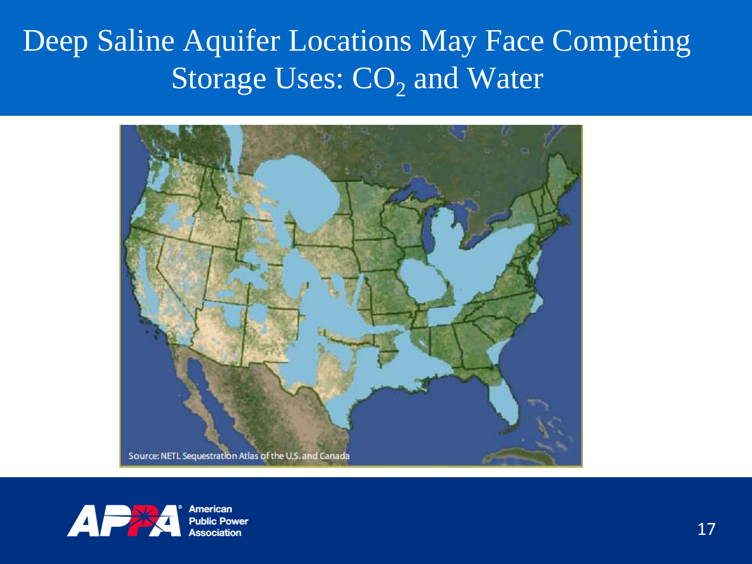# Deep Saline Aquifer Locations May Face Competing Storage Uses: $CO_2$ and Water

Source: NETL Sequestration Atlas of the U.S. and Canada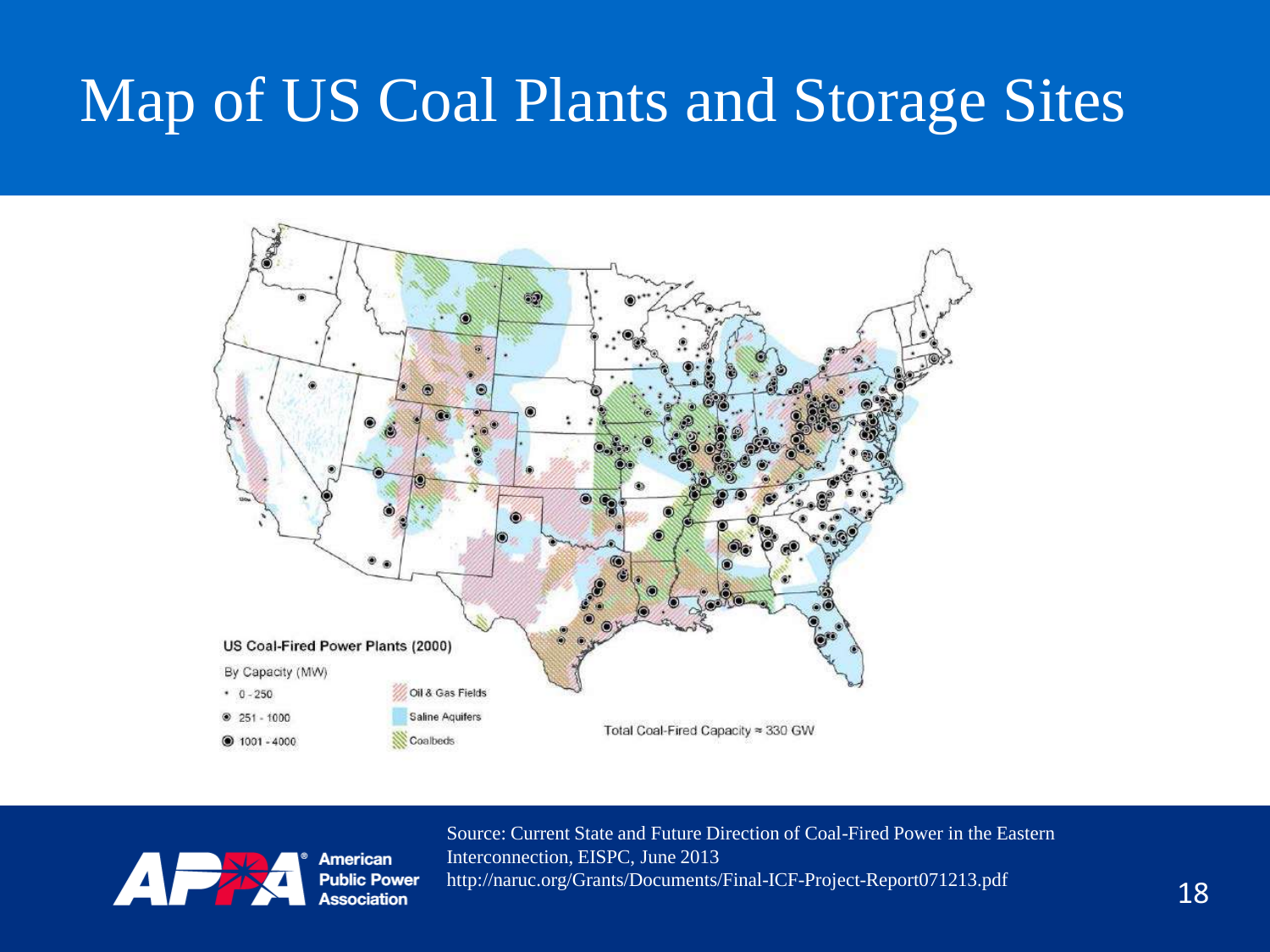# Map of US Coal Plants and Storage Sites

US Coal-Fired Power Plants (2000)

By Capacity (MW)

- 0 - 250
- 251 - 1000
- 1001 - 4000

Oil & Gas Fields

Saline Aquifers

Coalbeds

Total Coal-Fired Capacity ≈ 330 GW

Source: Current State and Future Direction of Coal-Fired Power in the Eastern Interconnection, EISPC, June 2013
http://naruc.org/Grants/Documents/Final-ICF-Project-Report071213.pdf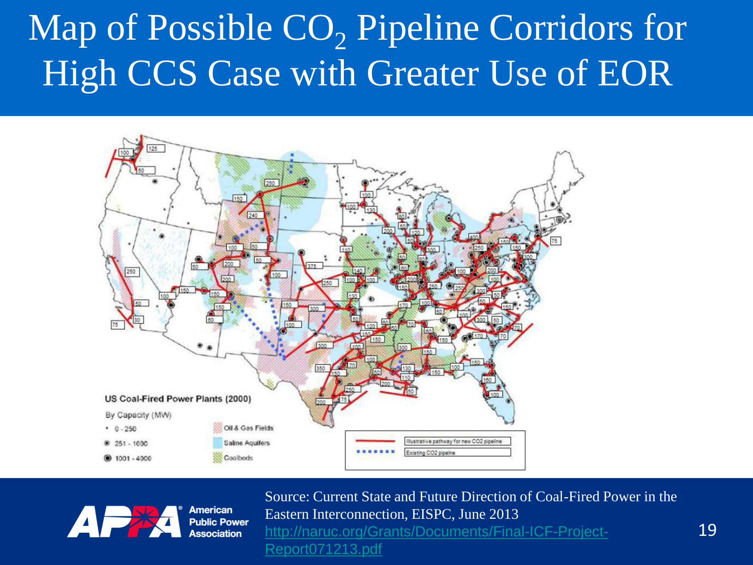# Map of Possible $CO_2$ Pipeline Corridors for High CCS Case with Greater Use of EOR

US Coal-Fired Power Plants (2000)

By Capacity (MW)

- 0 - 250
- 251 - 1000
- 1001 - 4000

Oil & Gas Fields

Saline Aquifers

Coalbeds

Illustrative pathway for new CO2 pipeline

Existing CO2 pipeline

Source: Current State and Future Direction of Coal-Fired Power in the Eastern Interconnection, EISPC, June 2013 http://naruc.org/Grants/Documents/Final-ICF-Project-Report071213.pdf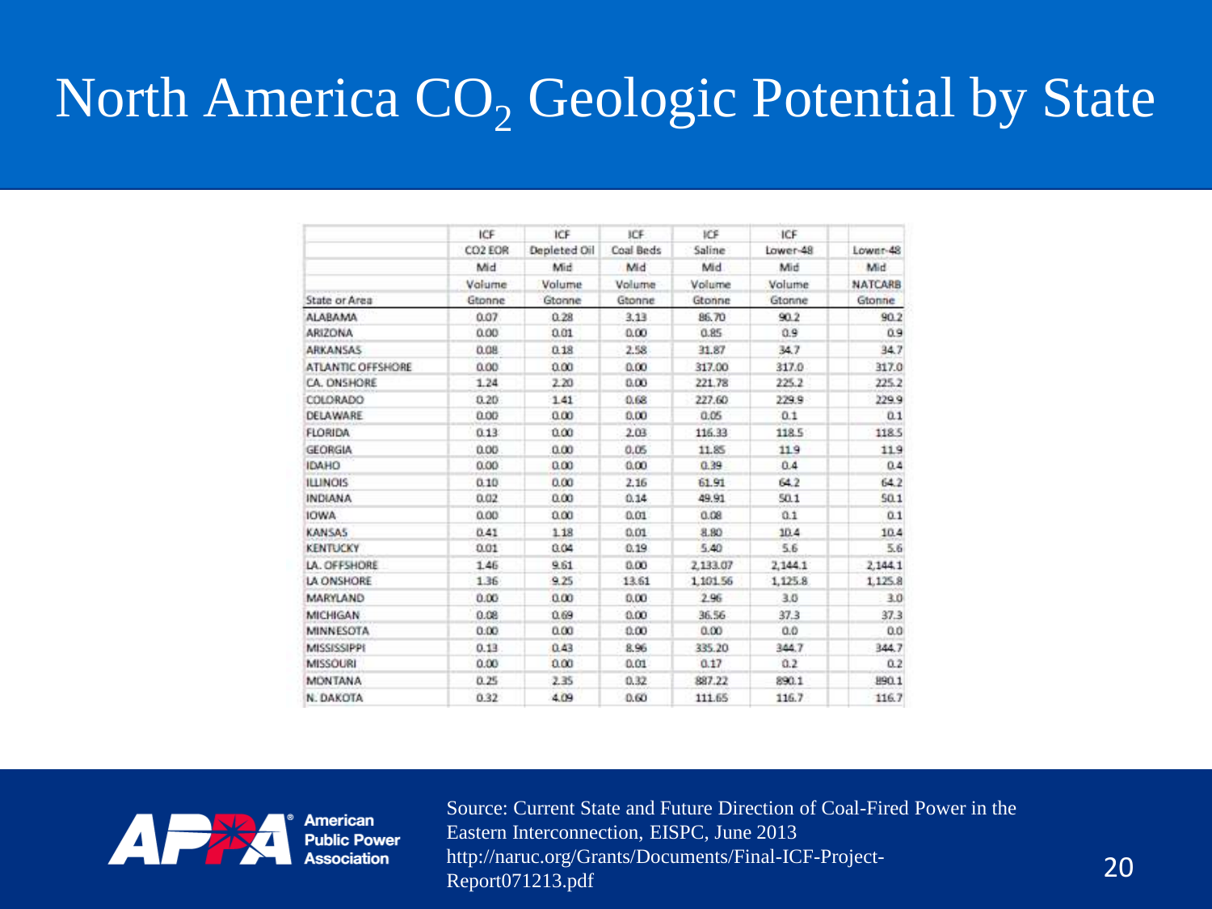# North America $CO_2$ Geologic Potential by State

| | ICF | ICF | ICF | ICF | ICF | |
|---|---|---|---|---|---|---|
| | CO2 EOR | Depleted Oil | Coal Beds | Saline | Lower-48 | Lower-48 |
| | Mid | Mid | Mid | Mid | Mid | Mid |
| | Volume | Volume | Volume | Volume | Volume | NATCARB |
| State or Area | Gtonne | Gtonne | Gtonne | Gtonne | Gtonne | Gtonne |
| ALABAMA | 0.07 | 0.28 | 3.13 | 86.70 | 90.2 | 90.2 |
| ARIZONA | 0.00 | 0.01 | 0.00 | 0.85 | 0.9 | 0.9 |
| ARKANSAS | 0.08 | 0.18 | 2.58 | 31.87 | 34.7 | 34.7 |
| ATLANTIC OFFSHORE | 0.00 | 0.00 | 0.00 | 317.00 | 317.0 | 317.0 |
| CA. ONSHORE | 1.24 | 2.20 | 0.00 | 221.78 | 225.2 | 225.2 |
| COLORADO | 0.20 | 1.41 | 0.68 | 227.60 | 229.9 | 229.9 |
| DELAWARE | 0.00 | 0.00 | 0.00 | 0.05 | 0.1 | 0.1 |
| FLORIDA | 0.13 | 0.00 | 2.03 | 116.33 | 118.5 | 118.5 |
| GEORGIA | 0.00 | 0.00 | 0.05 | 11.85 | 11.9 | 11.9 |
| IDAHO | 0.00 | 0.00 | 0.00 | 0.39 | 0.4 | 0.4 |
| ILLINOIS | 0.10 | 0.00 | 2.16 | 61.91 | 64.2 | 64.2 |
| INDIANA | 0.02 | 0.00 | 0.14 | 49.91 | 50.1 | 50.1 |
| IOWA | 0.00 | 0.00 | 0.01 | 0.08 | 0.1 | 0.1 |
| KANSAS | 0.41 | 1.18 | 0.01 | 8.80 | 10.4 | 10.4 |
| KENTUCKY | 0.01 | 0.04 | 0.19 | 5.40 | 5.6 | 5.6 |
| LA. OFFSHORE | 1.46 | 9.61 | 0.00 | 2,133.07 | 2,144.1 | 2,144.1 |
| LA ONSHORE | 1.36 | 9.25 | 13.61 | 1,101.56 | 1,125.8 | 1,125.8 |
| MARYLAND | 0.00 | 0.00 | 0.00 | 2.96 | 3.0 | 3.0 |
| MICHIGAN | 0.08 | 0.69 | 0.00 | 36.56 | 37.3 | 37.3 |
| MINNESOTA | 0.00 | 0.00 | 0.00 | 0.00 | 0.0 | 0.0 |
| MISSISSIPPI | 0.13 | 0.43 | 8.96 | 335.20 | 344.7 | 344.7 |
| MISSOURI | 0.00 | 0.00 | 0.01 | 0.17 | 0.2 | 0.2 |
| MONTANA | 0.25 | 2.35 | 0.32 | 887.22 | 890.1 | 890.1 |
| N. DAKOTA | 0.32 | 4.09 | 0.60 | 111.65 | 116.7 | 116.7 |

Source: Current State and Future Direction of Coal-Fired Power in the Eastern Interconnection, EISPC, June 2013 http://naruc.org/Grants/Documents/Final-ICF-Project-Report071213.pdf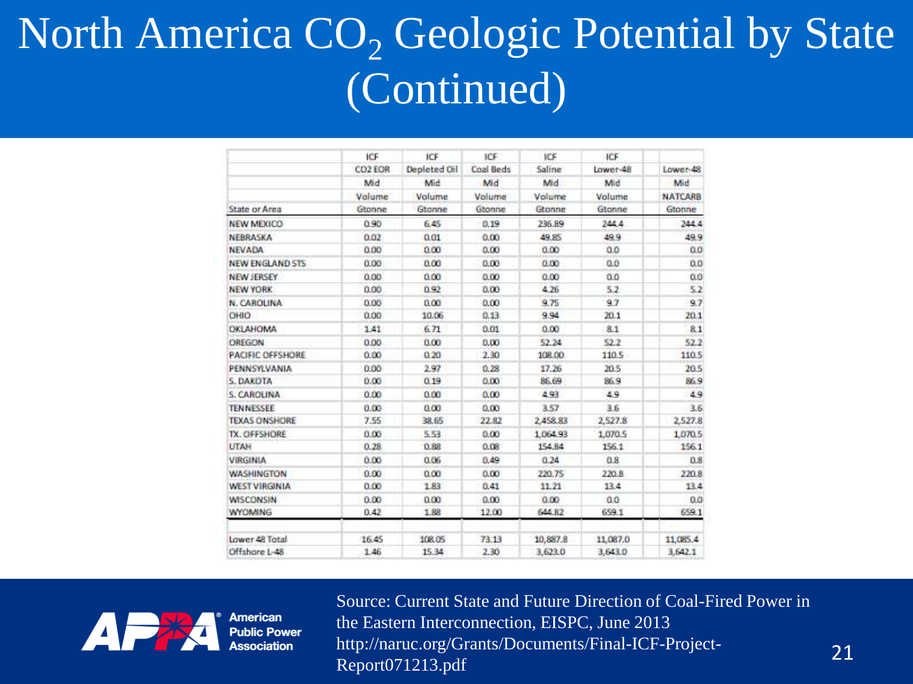# North America $CO_2$ Geologic Potential by State (Continued)

| State or Area | ICF CO2 EOR Mid Volume Gtonne | ICF Depleted Oil Mid Volume Gtonne | ICF Coal Beds Mid Volume Gtonne | ICF Saline Mid Volume Gtonne | ICF Lower-48 Mid Volume Gtonne | Lower-48 Mid NATCARB Gtonne |
|---|---|---|---|---|---|---|
| NEW MEXICO | 0.90 | 6.45 | 0.19 | 236.89 | 244.4 | 244.4 |
| NEBRASKA | 0.02 | 0.01 | 0.00 | 49.85 | 49.9 | 49.9 |
| NEVADA | 0.00 | 0.00 | 0.00 | 0.00 | 0.0 | 0.0 |
| NEW ENGLAND STS | 0.00 | 0.00 | 0.00 | 0.00 | 0.0 | 0.0 |
| NEW JERSEY | 0.00 | 0.00 | 0.00 | 0.00 | 0.0 | 0.0 |
| NEW YORK | 0.00 | 0.92 | 0.00 | 4.26 | 5.2 | 5.2 |
| N. CAROLINA | 0.00 | 0.00 | 0.00 | 9.75 | 9.7 | 9.7 |
| OHIO | 0.00 | 10.06 | 0.13 | 9.94 | 20.1 | 20.1 |
| OKLAHOMA | 1.41 | 6.71 | 0.01 | 0.00 | 8.1 | 8.1 |
| OREGON | 0.00 | 0.00 | 0.00 | 52.24 | 52.2 | 52.2 |
| PACIFIC OFFSHORE | 0.00 | 0.20 | 2.30 | 108.00 | 110.5 | 110.5 |
| PENNSYLVANIA | 0.00 | 2.97 | 0.28 | 17.26 | 20.5 | 20.5 |
| S. DAKOTA | 0.00 | 0.19 | 0.00 | 86.69 | 86.9 | 86.9 |
| S. CAROLINA | 0.00 | 0.00 | 0.00 | 4.93 | 4.9 | 4.9 |
| TENNESSEE | 0.00 | 0.00 | 0.00 | 3.57 | 3.6 | 3.6 |
| TEXAS ONSHORE | 7.55 | 38.65 | 22.82 | 2,458.83 | 2,527.8 | 2,527.8 |
| TX. OFFSHORE | 0.00 | 5.53 | 0.00 | 1,064.93 | 1,070.5 | 1,070.5 |
| UTAH | 0.28 | 0.88 | 0.08 | 154.84 | 156.1 | 156.1 |
| VIRGINIA | 0.00 | 0.06 | 0.49 | 0.24 | 0.8 | 0.8 |
| WASHINGTON | 0.00 | 0.00 | 0.00 | 220.75 | 220.8 | 220.8 |
| WEST VIRGINIA | 0.00 | 1.83 | 0.41 | 11.21 | 13.4 | 13.4 |
| WISCONSIN | 0.00 | 0.00 | 0.00 | 0.00 | 0.0 | 0.0 |
| WYOMING | 0.42 | 1.88 | 12.00 | 644.82 | 659.1 | 659.1 |
| Lower 48 Total | 16.45 | 108.05 | 73.13 | 10,887.8 | 11,087.0 | 11,085.4 |
| Offshore L-48 | 1.46 | 15.34 | 2.30 | 3,623.0 | 3,643.0 | 3,642.1 |

Source: Current State and Future Direction of Coal-Fired Power in the Eastern Interconnection, EISPC, June 2013 http://naruc.org/Grants/Documents/Final-ICF-Project-Report071213.pdf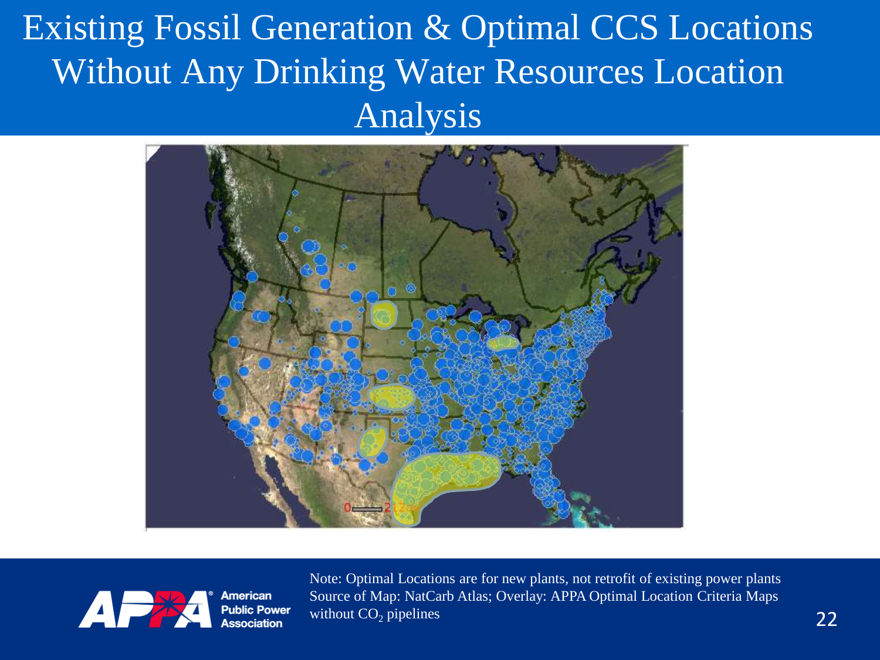# Existing Fossil Generation & Optimal CCS Locations Without Any Drinking Water Resources Location Analysis

Note: Optimal Locations are for new plants, not retrofit of existing power plants
Source of Map: NatCarb Atlas; Overlay: APPA Optimal Location Criteria Maps without $CO_2$ pipelines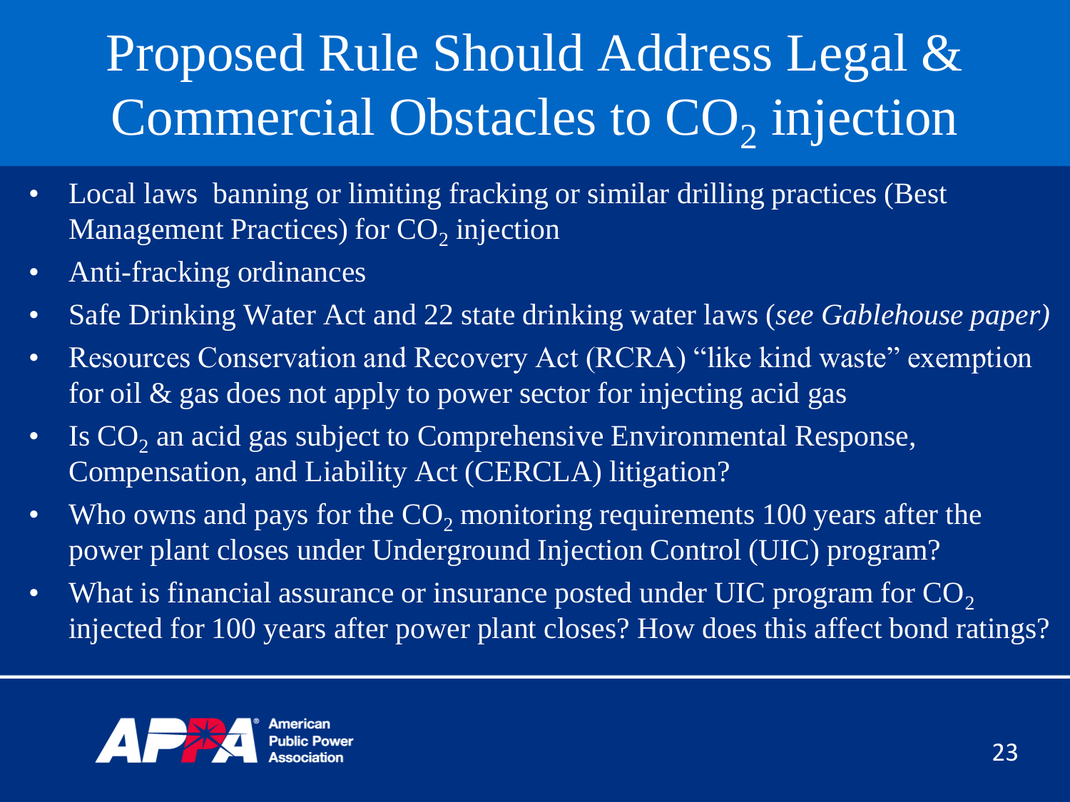# Proposed Rule Should Address Legal & Commercial Obstacles to $CO_2$ injection

- Local laws banning or limiting fracking or similar drilling practices (Best Management Practices) for $CO_2$ injection
- Anti-fracking ordinances
- Safe Drinking Water Act and 22 state drinking water laws (*see Gablehouse paper)*
- Resources Conservation and Recovery Act (RCRA) "like kind waste" exemption for oil & gas does not apply to power sector for injecting acid gas
- Is $CO_2$ an acid gas subject to Comprehensive Environmental Response, Compensation, and Liability Act (CERCLA) litigation?
- Who owns and pays for the $CO_2$ monitoring requirements 100 years after the power plant closes under Underground Injection Control (UIC) program?
- What is financial assurance or insurance posted under UIC program for $CO_2$ injected for 100 years after power plant closes? How does this affect bond ratings?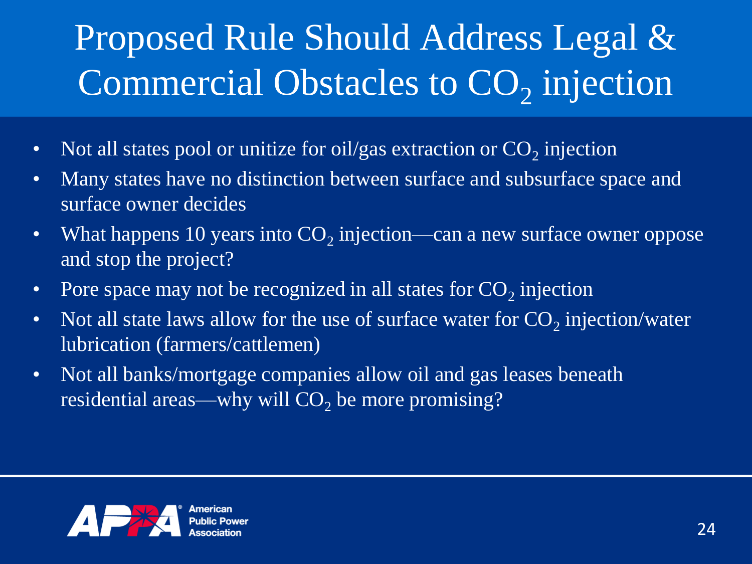# Proposed Rule Should Address Legal & Commercial Obstacles to $CO_2$ injection

- Not all states pool or unitize for oil/gas extraction or $CO_2$ injection
- Many states have no distinction between surface and subsurface space and surface owner decides
- What happens 10 years into $CO_2$ injection—can a new surface owner oppose and stop the project?
- Pore space may not be recognized in all states for $CO_2$ injection
- Not all state laws allow for the use of surface water for $CO_2$ injection/water lubrication (farmers/cattlemen)
- Not all banks/mortgage companies allow oil and gas leases beneath residential areas—why will $CO_2$ be more promising?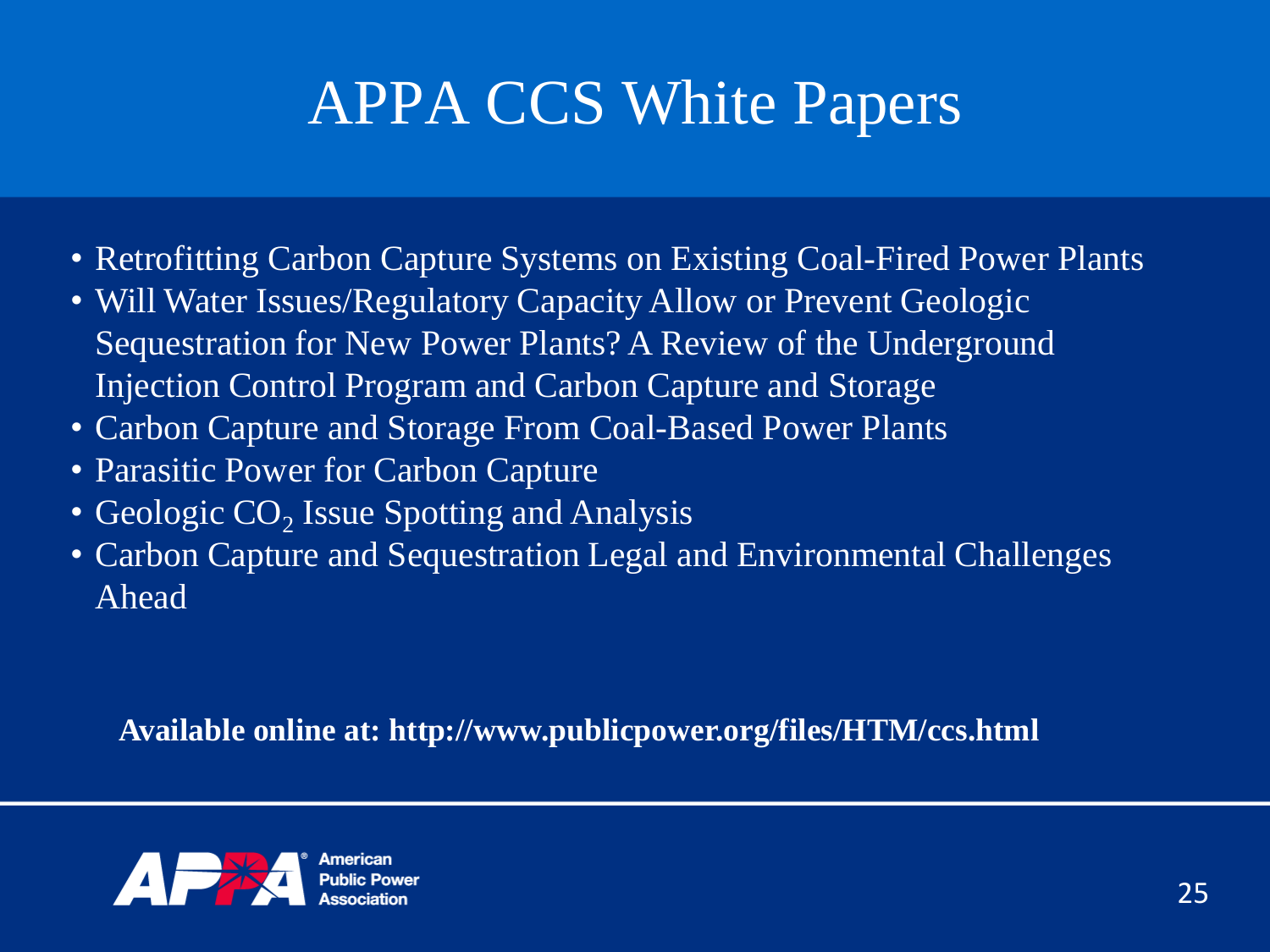# APPA CCS White Papers

- Retrofitting Carbon Capture Systems on Existing Coal-Fired Power Plants
- Will Water Issues/Regulatory Capacity Allow or Prevent Geologic Sequestration for New Power Plants? A Review of the Underground Injection Control Program and Carbon Capture and Storage
- Carbon Capture and Storage From Coal-Based Power Plants
- Parasitic Power for Carbon Capture
- Geologic $CO_2$ Issue Spotting and Analysis
- Carbon Capture and Sequestration Legal and Environmental Challenges Ahead

**Available online at: http://www.publicpower.org/files/HTM/ccs.html**

American Public Power Association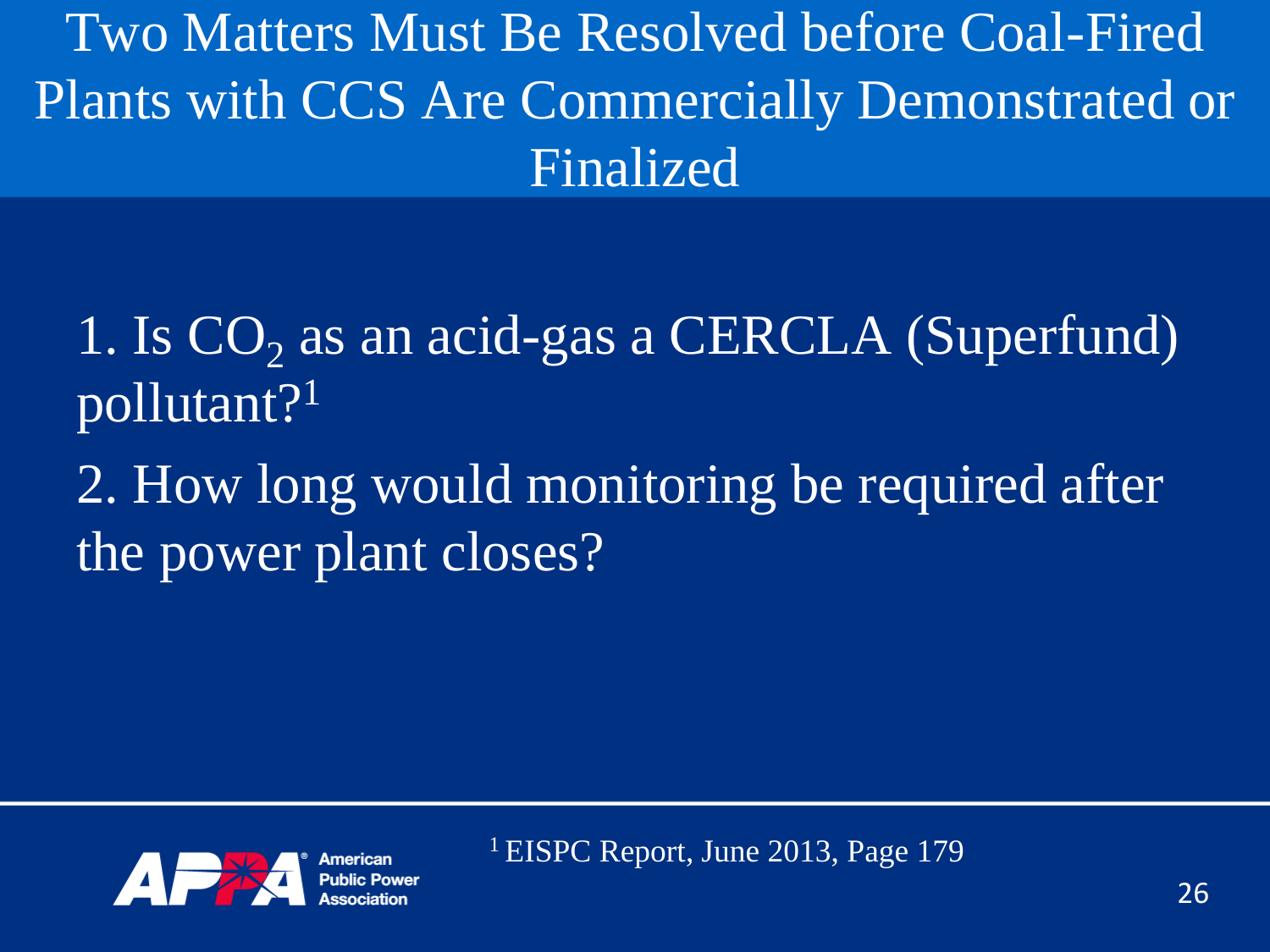# Two Matters Must Be Resolved before Coal-Fired Plants with CCS Are Commercially Demonstrated or Finalized

1. Is $CO_2$ as an acid-gas a CERCLA (Superfund) pollutant?[1]
2. How long would monitoring be required after the power plant closes?

[1] EISPC Report, June 2013, Page 179

American Public Power Association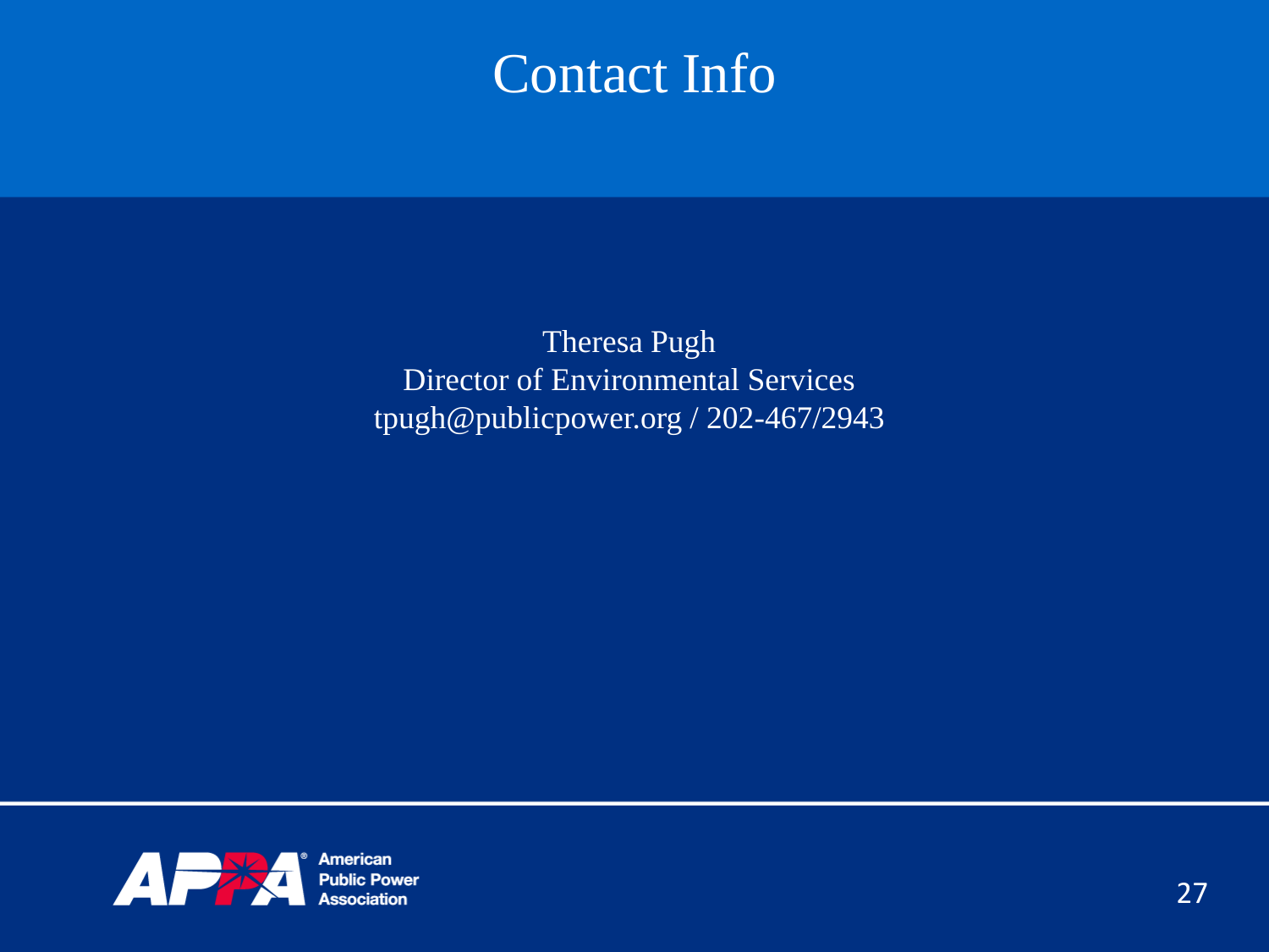# Contact Info

Theresa Pugh
Director of Environmental Services
tpugh@publicpower.org / 202-467/2943

American Public Power Association